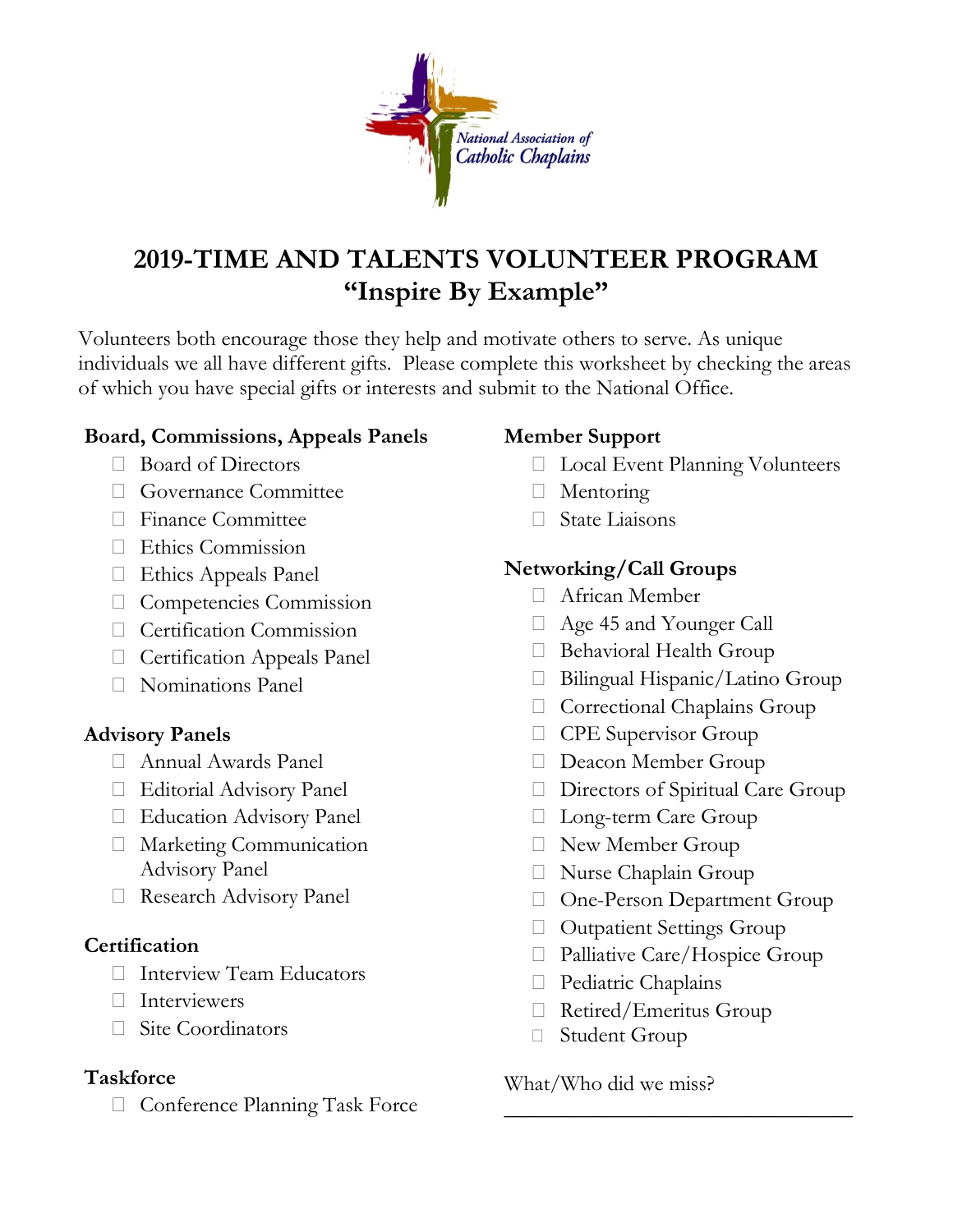National Association of Catholic Chaplains

# 2019-TIME AND TALENTS VOLUNTEER PROGRAM
## "Inspire By Example"

Volunteers both encourage those they help and motivate others to serve. As unique individuals we all have different gifts. Please complete this worksheet by checking the areas of which you have special gifts or interests and submit to the National Office.

### Board, Commissions, Appeals Panels

- ☐ Board of Directors
- ☐ Governance Committee
- ☐ Finance Committee
- ☐ Ethics Commission
- ☐ Ethics Appeals Panel
- ☐ Competencies Commission
- ☐ Certification Commission
- ☐ Certification Appeals Panel
- ☐ Nominations Panel

### Advisory Panels

- ☐ Annual Awards Panel
- ☐ Editorial Advisory Panel
- ☐ Education Advisory Panel
- ☐ Marketing Communication Advisory Panel
- ☐ Research Advisory Panel

### Certification

- ☐ Interview Team Educators
- ☐ Interviewers
- ☐ Site Coordinators

### Taskforce

- ☐ Conference Planning Task Force

### Member Support

- ☐ Local Event Planning Volunteers
- ☐ Mentoring
- ☐ State Liaisons

### Networking/Call Groups

- ☐ African Member
- ☐ Age 45 and Younger Call
- ☐ Behavioral Health Group
- ☐ Bilingual Hispanic/Latino Group
- ☐ Correctional Chaplains Group
- ☐ CPE Supervisor Group
- ☐ Deacon Member Group
- ☐ Directors of Spiritual Care Group
- ☐ Long-term Care Group
- ☐ New Member Group
- ☐ Nurse Chaplain Group
- ☐ One-Person Department Group
- ☐ Outpatient Settings Group
- ☐ Palliative Care/Hospice Group
- ☐ Pediatric Chaplains
- ☐ Retired/Emeritus Group
- ☐ Student Group

What/Who did we miss?

_________________________________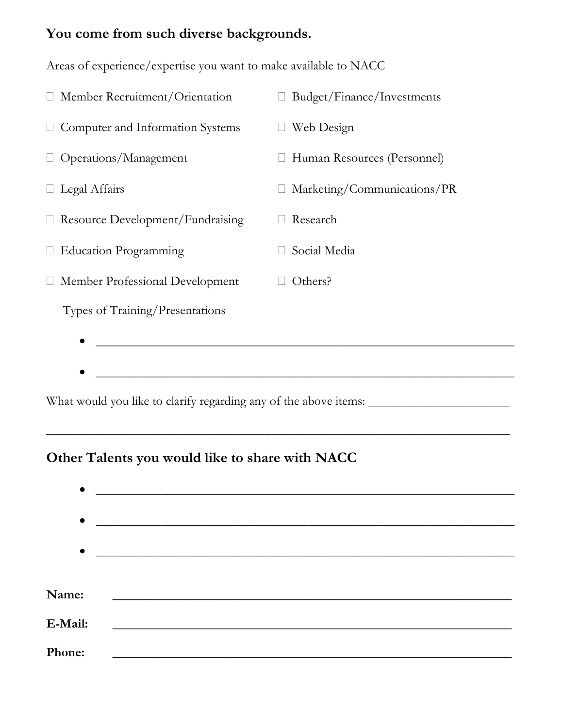## You come from such diverse backgrounds.

Areas of experience/expertise you want to make available to NACC

- ☐ Member Recruitment/Orientation
- ☐ Computer and Information Systems
- ☐ Operations/Management
- ☐ Legal Affairs
- ☐ Resource Development/Fundraising
- ☐ Education Programming
- ☐ Member Professional Development
- ☐ Budget/Finance/Investments
- ☐ Web Design
- ☐ Human Resources (Personnel)
- ☐ Marketing/Communications/PR
- ☐ Research
- ☐ Social Media
- ☐ Others?

Types of Training/Presentations

- ______________________________________________________________
- ______________________________________________________________

What would you like to clarify regarding any of the above items: ______________________

______________________________________________________________________

## Other Talents you would like to share with NACC

- ______________________________________________________________
- ______________________________________________________________
- ______________________________________________________________

**Name:** ______________________________________________________________

**E-Mail:** ______________________________________________________________

**Phone:** ______________________________________________________________